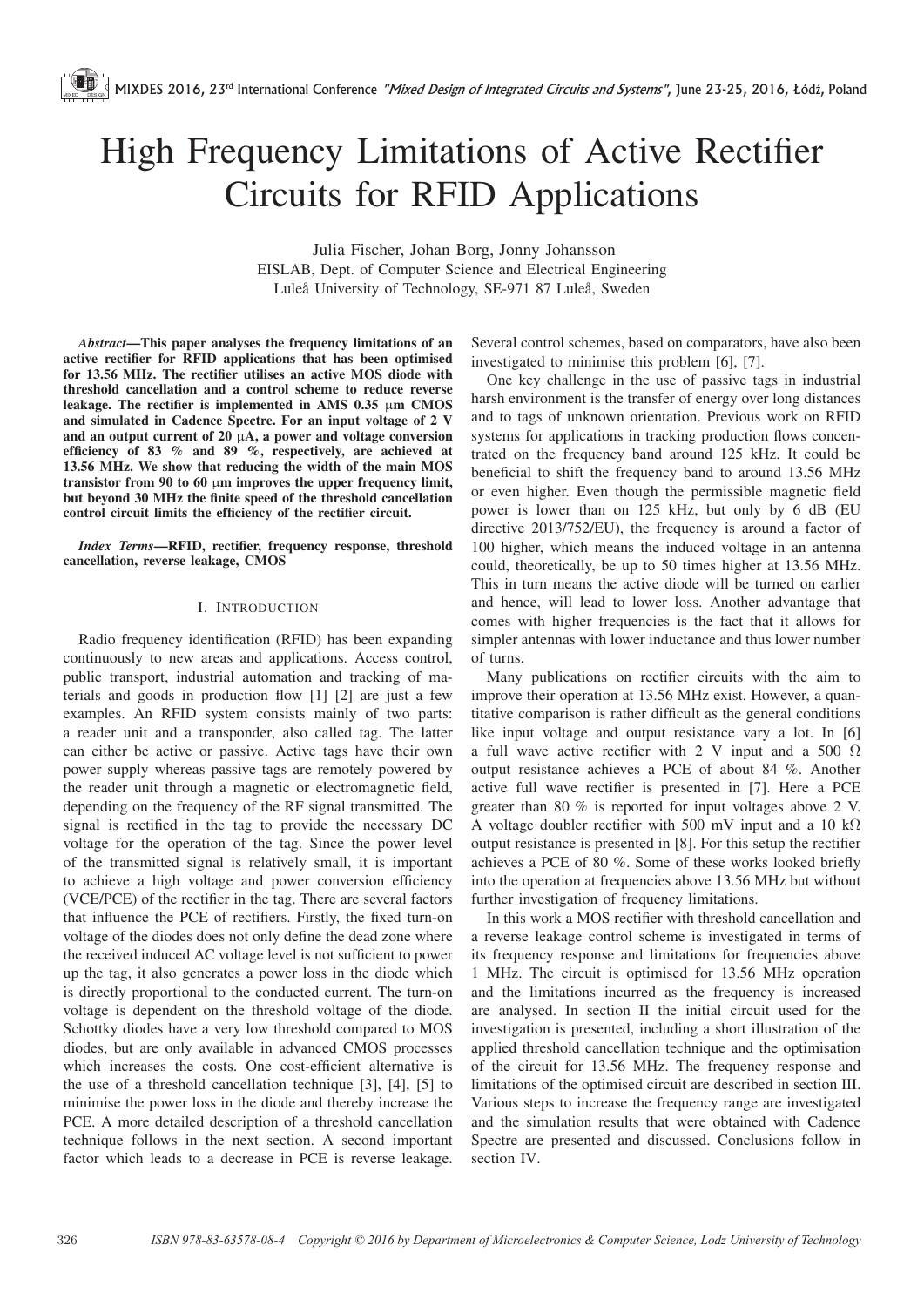# High Frequency Limitations of Active Rectifier Circuits for RFID Applications

Julia Fischer, Johan Borg, Jonny Johansson
EISLAB, Dept. of Computer Science and Electrical Engineering
Luleå University of Technology, SE-971 87 Luleå, Sweden

***Abstract*—This paper analyses the frequency limitations of an active rectifier for RFID applications that has been optimised for 13.56 MHz. The rectifier utilises an active MOS diode with threshold cancellation and a control scheme to reduce reverse leakage. The rectifier is implemented in AMS 0.35 μm CMOS and simulated in Cadence Spectre. For an input voltage of 2 V and an output current of 20 μA, a power and voltage conversion efficiency of 83 % and 89 %, respectively, are achieved at 13.56 MHz. We show that reducing the width of the main MOS transistor from 90 to 60 μm improves the upper frequency limit, but beyond 30 MHz the finite speed of the threshold cancellation control circuit limits the efficiency of the rectifier circuit.**

***Index Terms*—RFID, rectifier, frequency response, threshold cancellation, reverse leakage, CMOS**

## I. Introduction

Radio frequency identification (RFID) has been expanding continuously to new areas and applications. Access control, public transport, industrial automation and tracking of materials and goods in production flow [1] [2] are just a few examples. An RFID system consists mainly of two parts: a reader unit and a transponder, also called tag. The latter can either be active or passive. Active tags have their own power supply whereas passive tags are remotely powered by the reader unit through a magnetic or electromagnetic field, depending on the frequency of the RF signal transmitted. The signal is rectified in the tag to provide the necessary DC voltage for the operation of the tag. Since the power level of the transmitted signal is relatively small, it is important to achieve a high voltage and power conversion efficiency (VCE/PCE) of the rectifier in the tag. There are several factors that influence the PCE of rectifiers. Firstly, the fixed turn-on voltage of the diodes does not only define the dead zone where the received induced AC voltage level is not sufficient to power up the tag, it also generates a power loss in the diode which is directly proportional to the conducted current. The turn-on voltage is dependent on the threshold voltage of the diode. Schottky diodes have a very low threshold compared to MOS diodes, but are only available in advanced CMOS processes which increases the costs. One cost-efficient alternative is the use of a threshold cancellation technique [3], [4], [5] to minimise the power loss in the diode and thereby increase the PCE. A more detailed description of a threshold cancellation technique follows in the next section. A second important factor which leads to a decrease in PCE is reverse leakage. Several control schemes, based on comparators, have also been investigated to minimise this problem [6], [7].

One key challenge in the use of passive tags in industrial harsh environment is the transfer of energy over long distances and to tags of unknown orientation. Previous work on RFID systems for applications in tracking production flows concentrated on the frequency band around 125 kHz. It could be beneficial to shift the frequency band to around 13.56 MHz or even higher. Even though the permissible magnetic field power is lower than on 125 kHz, but only by 6 dB (EU directive 2013/752/EU), the frequency is around a factor of 100 higher, which means the induced voltage in an antenna could, theoretically, be up to 50 times higher at 13.56 MHz. This in turn means the active diode will be turned on earlier and hence, will lead to lower loss. Another advantage that comes with higher frequencies is the fact that it allows for simpler antennas with lower inductance and thus lower number of turns.

Many publications on rectifier circuits with the aim to improve their operation at 13.56 MHz exist. However, a quantitative comparison is rather difficult as the general conditions like input voltage and output resistance vary a lot. In [6] a full wave active rectifier with 2 V input and a 500 Ω output resistance achieves a PCE of about 84 %. Another active full wave rectifier is presented in [7]. Here a PCE greater than 80 % is reported for input voltages above 2 V. A voltage doubler rectifier with 500 mV input and a 10 kΩ output resistance is presented in [8]. For this setup the rectifier achieves a PCE of 80 %. Some of these works looked briefly into the operation at frequencies above 13.56 MHz but without further investigation of frequency limitations.

In this work a MOS rectifier with threshold cancellation and a reverse leakage control scheme is investigated in terms of its frequency response and limitations for frequencies above 1 MHz. The circuit is optimised for 13.56 MHz operation and the limitations incurred as the frequency is increased are analysed. In section II the initial circuit used for the investigation is presented, including a short illustration of the applied threshold cancellation technique and the optimisation of the circuit for 13.56 MHz. The frequency response and limitations of the optimised circuit are described in section III. Various steps to increase the frequency range are investigated and the simulation results that were obtained with Cadence Spectre are presented and discussed. Conclusions follow in section IV.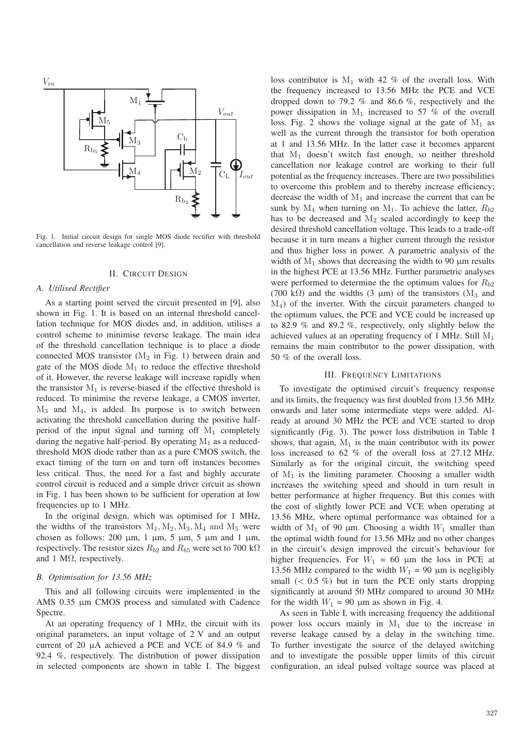Fig. 1. Initial circuit design for single MOS diode rectifier with threshold cancellation and reverse leakage control [9].

## II. Circuit Design

### A. Utilised Rectifier

As a starting point served the circuit presented in [9], also shown in Fig. 1. It is based on an internal threshold cancellation technique for MOS diodes and, in addition, utilises a control scheme to minimise reverse leakage. The main idea of the threshold cancellation technique is to place a diode connected MOS transistor ($M_2$ in Fig. 1) between drain and gate of the MOS diode $M_1$ to reduce the effective threshold of it. However, the reverse leakage will increase rapidly when the transistor $M_1$ is reverse-biased if the effective threshold is reduced. To minimise the reverse leakage, a CMOS inverter, $M_3$ and $M_4$, is added. Its purpose is to switch between activating the threshold cancellation during the positive half-period of the input signal and turning off $M_1$ completely during the negative half-period. By operating $M_1$ as a reduced-threshold MOS diode rather than as a pure CMOS switch, the exact timing of the turn on and turn off instances becomes less critical. Thus, the need for a fast and highly accurate control circuit is reduced and a simple driver circuit as shown in Fig. 1 has been shown to be sufficient for operation at low frequencies up to 1 MHz.

In the original design, which was optimised for 1 MHz, the widths of the transistors $M_1, M_2, M_3, M_4$ and $M_5$ were chosen as follows: 200 μm, 1 μm, 5 μm, 5 μm and 1 μm, respectively. The resistor sizes $R_{b2}$ and $R_{b5}$ were set to 700 kΩ and 1 MΩ, respectively.

### B. Optimisation for 13.56 MHz

This and all following circuits were implemented in the AMS 0.35 μm CMOS process and simulated with Cadence Spectre.

At an operating frequency of 1 MHz, the circuit with its original parameters, an input voltage of 2 V and an output current of 20 μA achieved a PCE and VCE of 84.9 % and 92.4 %, respectively. The distribution of power dissipation in selected components are shown in table I. The biggest loss contributor is $M_1$ with 42 % of the overall loss. With the frequency increased to 13.56 MHz the PCE and VCE dropped down to 79.2 % and 86.6 %, respectively and the power dissipation in $M_1$ increased to 57 % of the overall loss. Fig. 2 shows the voltage signal at the gate of $M_1$ as well as the current through the transistor for both operation at 1 and 13.56 MHz. In the latter case it becomes apparent that $M_1$ doesn't switch fast enough, so neither threshold cancellation nor leakage control are working to their full potential as the frequency increases. There are two possibilities to overcome this problem and to thereby increase efficiency; decrease the width of $M_1$ and increase the current that can be sunk by $M_4$ when turning on $M_1$. To achieve the latter, $R_{b2}$ has to be decreased and $M_2$ scaled accordingly to keep the desired threshold cancellation voltage. This leads to a trade-off because it in turn means a higher current through the resistor and thus higher loss in power. A parametric analysis of the width of $M_1$ shows that decreasing the width to 90 μm results in the highest PCE at 13.56 MHz. Further parametric analyses were performed to determine the the optimum values for $R_{b2}$ (700 kΩ) and the widths (3 μm) of the transistors ($M_3$ and $M_4$) of the inverter. With the circuit parameters changed to the optimum values, the PCE and VCE could be increased up to 82.9 % and 89.2 %, respectively, only slightly below the achieved values at an operating frequency of 1 MHz. Still $M_1$ remains the main contributor to the power dissipation, with 50 % of the overall loss.

## III. Frequency Limitations

To investigate the optimised circuit's frequency response and its limits, the frequency was first doubled from 13.56 MHz onwards and later some intermediate steps were added. Already at around 30 MHz the PCE and VCE started to drop significantly (Fig. 3). The power loss distribution in Table I shows, that again, $M_1$ is the main contributor with its power loss increased to 62 % of the overall loss at 27.12 MHz. Similarly as for the original circuit, the switching speed of $M_1$ is the limiting parameter. Choosing a smaller width increases the switching speed and should in turn result in better performance at higher frequency. But this comes with the cost of slightly lower PCE and VCE when operating at 13.56 MHz, where optimal performance was obtained for a width of $M_1$ of 90 μm. Choosing a width $W_1$ smaller than the optimal width found for 13.56 MHz and no other changes in the circuit's design improved the circuit's behaviour for higher frequencies. For $W_1$ = 60 μm the loss in PCE at 13.56 MHz compared to the width $W_1$ = 90 μm is negligibly small (< 0.5 %) but in turn the PCE only starts dropping significantly at around 50 MHz compared to around 30 MHz for the width $W_1$ = 90 μm as shown in Fig. 4.

As seen in Table I, with increasing frequency the additional power loss occurs mainly in $M_1$ due to the increase in reverse leakage caused by a delay in the switching time. To further investigate the source of the delayed switching and to investigate the possible upper limits of this circuit configuration, an ideal pulsed voltage source was placed at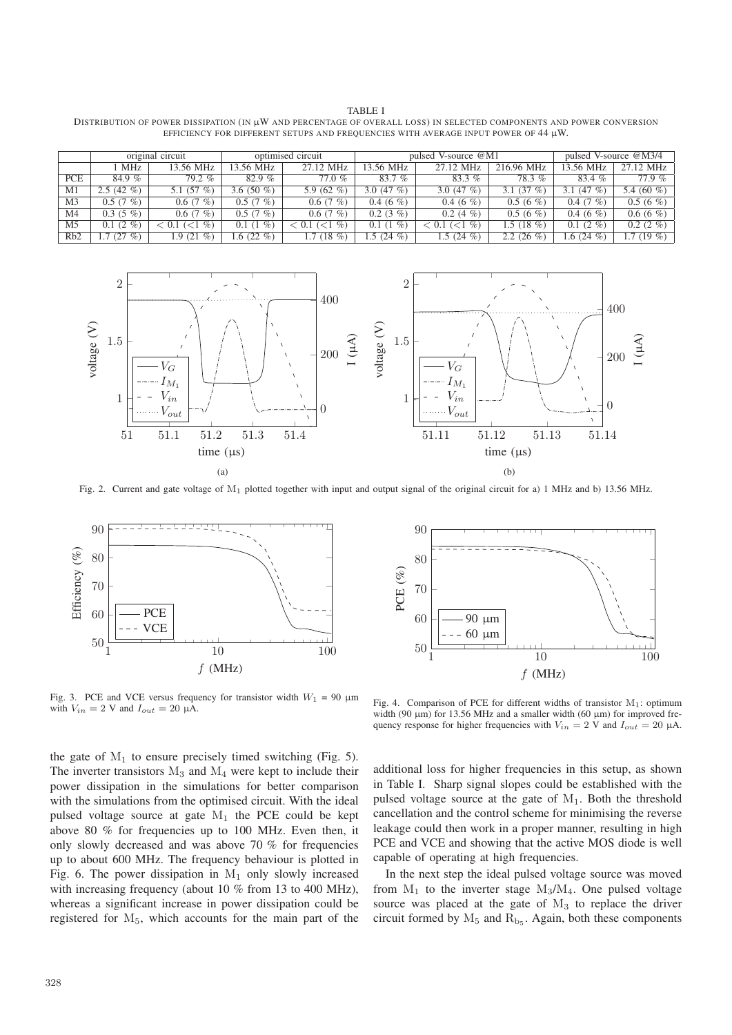TABLE I

DISTRIBUTION OF POWER DISSIPATION (IN μW AND PERCENTAGE OF OVERALL LOSS) IN SELECTED COMPONENTS AND POWER CONVERSION EFFICIENCY FOR DIFFERENT SETUPS AND FREQUENCIES WITH AVERAGE INPUT POWER OF 44 μW.

| | original circuit | | optimised circuit | | pulsed V-source @M1 | | | pulsed V-source @M3/4 | |
|---|---|---|---|---|---|---|---|---|---|
| | 1 MHz | 13.56 MHz | 13.56 MHz | 27.12 MHz | 13.56 MHz | 27.12 MHz | 216.96 MHz | 13.56 MHz | 27.12 MHz |
| PCE | 84.9 % | 79.2 % | 82.9 % | 77.0 % | 83.7 % | 83.3 % | 78.3 % | 83.4 % | 77.9 % |
| M1 | 2.5 (42 %) | 5.1 (57 %) | 3.6 (50 %) | 5.9 (62 %) | 3.0 (47 %) | 3.0 (47 %) | 3.1 (37 %) | 3.1 (47 %) | 5.4 (60 %) |
| M3 | 0.5 (7 %) | 0.6 (7 %) | 0.5 (7 %) | 0.6 (7 %) | 0.4 (6 %) | 0.4 (6 %) | 0.5 (6 %) | 0.4 (7 %) | 0.5 (6 %) |
| M4 | 0.3 (5 %) | 0.6 (7 %) | 0.5 (7 %) | 0.6 (7 %) | 0.2 (3 %) | 0.2 (4 %) | 0.5 (6 %) | 0.4 (6 %) | 0.6 (6 %) |
| M5 | 0.1 (2 %) | < 0.1 (<1 %) | 0.1 (1 %) | < 0.1 (<1 %) | 0.1 (1 %) | < 0.1 (<1 %) | 1.5 (18 %) | 0.1 (2 %) | 0.2 (2 %) |
| Rb2 | 1.7 (27 %) | 1.9 (21 %) | 1.6 (22 %) | 1.7 (18 %) | 1.5 (24 %) | 1.5 (24 %) | 2.2 (26 %) | 1.6 (24 %) | 1.7 (19 %) |

Fig. 2. Current and gate voltage of $M_1$ plotted together with input and output signal of the original circuit for a) 1 MHz and b) 13.56 MHz.

Fig. 3. PCE and VCE versus frequency for transistor width $W_1$ = 90 μm with $V_{in}$ = 2 V and $I_{out}$ = 20 μA.

Fig. 4. Comparison of PCE for different widths of transistor $M_1$: optimum width (90 μm) for 13.56 MHz and a smaller width (60 μm) for improved frequency response for higher frequencies with $V_{in}$ = 2 V and $I_{out}$ = 20 μA.

the gate of $M_1$ to ensure precisely timed switching (Fig. 5). The inverter transistors $M_3$ and $M_4$ were kept to include their power dissipation in the simulations for better comparison with the simulations from the optimised circuit. With the ideal pulsed voltage source at gate $M_1$ the PCE could be kept above 80 % for frequencies up to 100 MHz. Even then, it only slowly decreased and was above 70 % for frequencies up to about 600 MHz. The frequency behaviour is plotted in Fig. 6. The power dissipation in $M_1$ only slowly increased with increasing frequency (about 10 % from 13 to 400 MHz), whereas a significant increase in power dissipation could be registered for $M_5$, which accounts for the main part of the additional loss for higher frequencies in this setup, as shown in Table I. Sharp signal slopes could be established with the pulsed voltage source at the gate of $M_1$. Both the threshold cancellation and the control scheme for minimising the reverse leakage could then work in a proper manner, resulting in high PCE and VCE and showing that the active MOS diode is well capable of operating at high frequencies.

In the next step the ideal pulsed voltage source was moved from $M_1$ to the inverter stage $M_3$/$M_4$. One pulsed voltage source was placed at the gate of $M_3$ to replace the driver circuit formed by $M_5$ and $R_{b_5}$. Again, both these components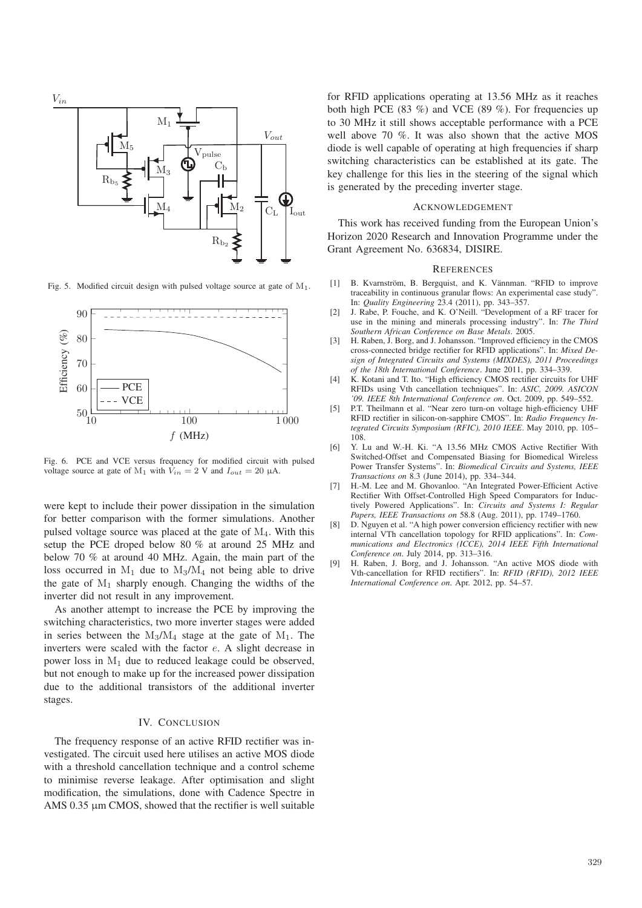$V_{in}$

$M_1$

$V_{out}$

$M_5$

$V_{pulse}$

$M_3$

$C_b$

$R_{b_5}$

$M_4$

$M_2$

$C_L$

$I_{out}$

$R_{b_2}$

Fig. 5. Modified circuit design with pulsed voltage source at gate of $M_1$.

90

80

70

60

50

Efficiency (%)

PCE

VCE

10

100

1 000

$f$ (MHz)

Fig. 6. PCE and VCE versus frequency for modified circuit with pulsed voltage source at gate of $M_1$ with $V_{in} = 2$ V and $I_{out} = 20$ µA.

were kept to include their power dissipation in the simulation for better comparison with the former simulations. Another pulsed voltage source was placed at the gate of $M_4$. With this setup the PCE droped below 80 % at around 25 MHz and below 70 % at around 40 MHz. Again, the main part of the loss occurred in $M_1$ due to $M_3$/$M_4$ not being able to drive the gate of $M_1$ sharply enough. Changing the widths of the inverter did not result in any improvement.

As another attempt to increase the PCE by improving the switching characteristics, two more inverter stages were added in series between the $M_3$/$M_4$ stage at the gate of $M_1$. The inverters were scaled with the factor $e$. A slight decrease in power loss in $M_1$ due to reduced leakage could be observed, but not enough to make up for the increased power dissipation due to the additional transistors of the additional inverter stages.

## IV. Conclusion

The frequency response of an active RFID rectifier was investigated. The circuit used here utilises an active MOS diode with a threshold cancellation technique and a control scheme to minimise reverse leakage. After optimisation and slight modification, the simulations, done with Cadence Spectre in AMS 0.35 µm CMOS, showed that the rectifier is well suitable for RFID applications operating at 13.56 MHz as it reaches both high PCE (83 %) and VCE (89 %). For frequencies up to 30 MHz it still shows acceptable performance with a PCE well above 70 %. It was also shown that the active MOS diode is well capable of operating at high frequencies if sharp switching characteristics can be established at its gate. The key challenge for this lies in the steering of the signal which is generated by the preceding inverter stage.

## Acknowledgement

This work has received funding from the European Union's Horizon 2020 Research and Innovation Programme under the Grant Agreement No. 636834, DISIRE.

## References

[1] B. Kvarnström, B. Bergquist, and K. Vännman. "RFID to improve traceability in continuous granular flows: An experimental case study". In: *Quality Engineering* 23.4 (2011), pp. 343–357.

[2] J. Rabe, P. Fouche, and K. O'Neill. "Development of a RF tracer for use in the mining and minerals processing industry". In: *The Third Southern African Conference on Base Metals*. 2005.

[3] H. Raben, J. Borg, and J. Johansson. "Improved efficiency in the CMOS cross-connected bridge rectifier for RFID applications". In: *Mixed Design of Integrated Circuits and Systems (MIXDES), 2011 Proceedings of the 18th International Conference*. June 2011, pp. 334–339.

[4] K. Kotani and T. Ito. "High efficiency CMOS rectifier circuits for UHF RFIDs using Vth cancellation techniques". In: *ASIC, 2009. ASICON '09. IEEE 8th International Conference on*. Oct. 2009, pp. 549–552.

[5] P.T. Theilmann et al. "Near zero turn-on voltage high-efficiency UHF RFID rectifier in silicon-on-sapphire CMOS". In: *Radio Frequency Integrated Circuits Symposium (RFIC), 2010 IEEE*. May 2010, pp. 105–108.

[6] Y. Lu and W.-H. Ki. "A 13.56 MHz CMOS Active Rectifier With Switched-Offset and Compensated Biasing for Biomedical Wireless Power Transfer Systems". In: *Biomedical Circuits and Systems, IEEE Transactions on* 8.3 (June 2014), pp. 334–344.

[7] H.-M. Lee and M. Ghovanloo. "An Integrated Power-Efficient Active Rectifier With Offset-Controlled High Speed Comparators for Inductively Powered Applications". In: *Circuits and Systems I: Regular Papers, IEEE Transactions on* 58.8 (Aug. 2011), pp. 1749–1760.

[8] D. Nguyen et al. "A high power conversion efficiency rectifier with new internal VTh cancellation topology for RFID applications". In: *Communications and Electronics (ICCE), 2014 IEEE Fifth International Conference on*. July 2014, pp. 313–316.

[9] H. Raben, J. Borg, and J. Johansson. "An active MOS diode with Vth-cancellation for RFID rectifiers". In: *RFID (RFID), 2012 IEEE International Conference on*. Apr. 2012, pp. 54–57.